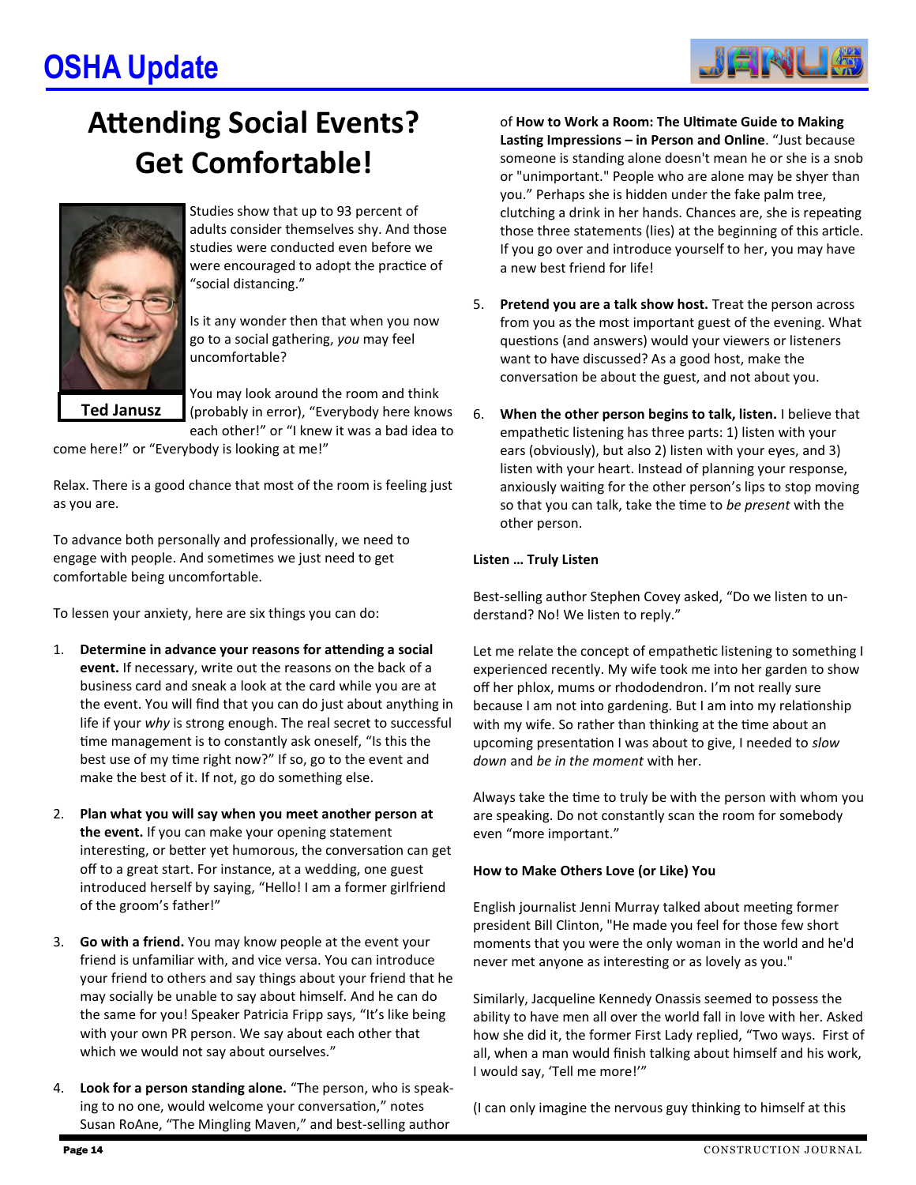# OSHA Update

## Attending Social Events? Get Comfortable!

Ted Janusz

Studies show that up to 93 percent of adults consider themselves shy. And those studies were conducted even before we were encouraged to adopt the practice of "social distancing."

Is it any wonder then that when you now go to a social gathering, *you* may feel uncomfortable?

You may look around the room and think (probably in error), "Everybody here knows each other!" or "I knew it was a bad idea to come here!" or "Everybody is looking at me!"

Relax. There is a good chance that most of the room is feeling just as you are.

To advance both personally and professionally, we need to engage with people. And sometimes we just need to get comfortable being uncomfortable.

To lessen your anxiety, here are six things you can do:

1. **Determine in advance your reasons for attending a social event.** If necessary, write out the reasons on the back of a business card and sneak a look at the card while you are at the event. You will find that you can do just about anything in life if your *why* is strong enough. The real secret to successful time management is to constantly ask oneself, "Is this the best use of my time right now?" If so, go to the event and make the best of it. If not, go do something else.

2. **Plan what you will say when you meet another person at the event.** If you can make your opening statement interesting, or better yet humorous, the conversation can get off to a great start. For instance, at a wedding, one guest introduced herself by saying, "Hello! I am a former girlfriend of the groom's father!"

3. **Go with a friend.** You may know people at the event your friend is unfamiliar with, and vice versa. You can introduce your friend to others and say things about your friend that he may socially be unable to say about himself. And he can do the same for you! Speaker Patricia Fripp says, "It's like being with your own PR person. We say about each other that which we would not say about ourselves."

4. **Look for a person standing alone.** "The person, who is speaking to no one, would welcome your conversation," notes Susan RoAne, "The Mingling Maven," and best-selling author of **How to Work a Room: The Ultimate Guide to Making Lasting Impressions – in Person and Online**. "Just because someone is standing alone doesn't mean he or she is a snob or "unimportant." People who are alone may be shyer than you." Perhaps she is hidden under the fake palm tree, clutching a drink in her hands. Chances are, she is repeating those three statements (lies) at the beginning of this article. If you go over and introduce yourself to her, you may have a new best friend for life!

5. **Pretend you are a talk show host.** Treat the person across from you as the most important guest of the evening. What questions (and answers) would your viewers or listeners want to have discussed? As a good host, make the conversation be about the guest, and not about you.

6. **When the other person begins to talk, listen.** I believe that empathetic listening has three parts: 1) listen with your ears (obviously), but also 2) listen with your eyes, and 3) listen with your heart. Instead of planning your response, anxiously waiting for the other person's lips to stop moving so that you can talk, take the time to *be present* with the other person.

**Listen … Truly Listen**

Best-selling author Stephen Covey asked, "Do we listen to understand? No! We listen to reply."

Let me relate the concept of empathetic listening to something I experienced recently. My wife took me into her garden to show off her phlox, mums or rhododendron. I'm not really sure because I am not into gardening. But I am into my relationship with my wife. So rather than thinking at the time about an upcoming presentation I was about to give, I needed to *slow down* and *be in the moment* with her.

Always take the time to truly be with the person with whom you are speaking. Do not constantly scan the room for somebody even "more important."

**How to Make Others Love (or Like) You**

English journalist Jenni Murray talked about meeting former president Bill Clinton, "He made you feel for those few short moments that you were the only woman in the world and he'd never met anyone as interesting or as lovely as you."

Similarly, Jacqueline Kennedy Onassis seemed to possess the ability to have men all over the world fall in love with her. Asked how she did it, the former First Lady replied, "Two ways. First of all, when a man would finish talking about himself and his work, I would say, 'Tell me more!'"

(I can only imagine the nervous guy thinking to himself at this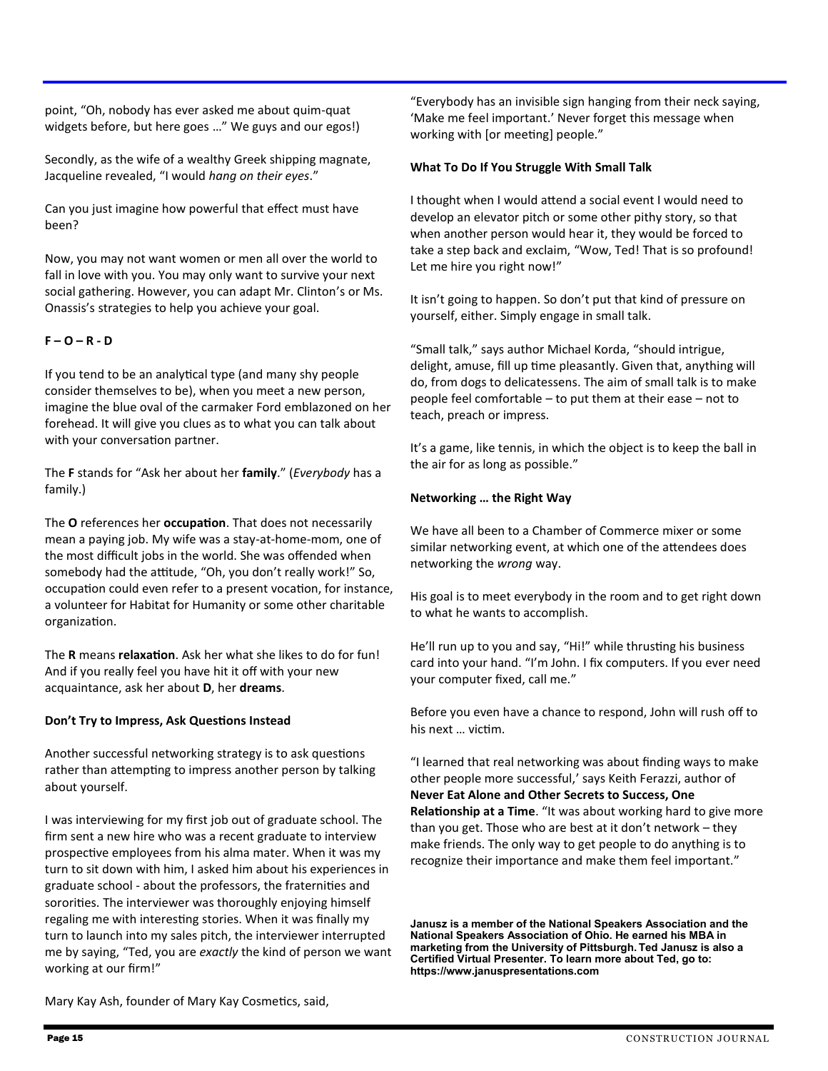point, "Oh, nobody has ever asked me about quim-quat widgets before, but here goes …" We guys and our egos!)

Secondly, as the wife of a wealthy Greek shipping magnate, Jacqueline revealed, "I would *hang on their eyes*."

Can you just imagine how powerful that effect must have been?

Now, you may not want women or men all over the world to fall in love with you. You may only want to survive your next social gathering. However, you can adapt Mr. Clinton's or Ms. Onassis's strategies to help you achieve your goal.

**F – O – R - D**

If you tend to be an analytical type (and many shy people consider themselves to be), when you meet a new person, imagine the blue oval of the carmaker Ford emblazoned on her forehead. It will give you clues as to what you can talk about with your conversation partner.

The **F** stands for "Ask her about her **family**." (*Everybody* has a family.)

The **O** references her **occupation**. That does not necessarily mean a paying job. My wife was a stay-at-home-mom, one of the most difficult jobs in the world. She was offended when somebody had the attitude, "Oh, you don't really work!" So, occupation could even refer to a present vocation, for instance, a volunteer for Habitat for Humanity or some other charitable organization.

The **R** means **relaxation**. Ask her what she likes to do for fun! And if you really feel you have hit it off with your new acquaintance, ask her about **D**, her **dreams**.

**Don't Try to Impress, Ask Questions Instead**

Another successful networking strategy is to ask questions rather than attempting to impress another person by talking about yourself.

I was interviewing for my first job out of graduate school. The firm sent a new hire who was a recent graduate to interview prospective employees from his alma mater. When it was my turn to sit down with him, I asked him about his experiences in graduate school - about the professors, the fraternities and sororities. The interviewer was thoroughly enjoying himself regaling me with interesting stories. When it was finally my turn to launch into my sales pitch, the interviewer interrupted me by saying, "Ted, you are *exactly* the kind of person we want working at our firm!"

Mary Kay Ash, founder of Mary Kay Cosmetics, said, "Everybody has an invisible sign hanging from their neck saying, 'Make me feel important.' Never forget this message when working with [or meeting] people."

**What To Do If You Struggle With Small Talk**

I thought when I would attend a social event I would need to develop an elevator pitch or some other pithy story, so that when another person would hear it, they would be forced to take a step back and exclaim, "Wow, Ted! That is so profound! Let me hire you right now!"

It isn't going to happen. So don't put that kind of pressure on yourself, either. Simply engage in small talk.

"Small talk," says author Michael Korda, "should intrigue, delight, amuse, fill up time pleasantly. Given that, anything will do, from dogs to delicatessens. The aim of small talk is to make people feel comfortable – to put them at their ease – not to teach, preach or impress.

It's a game, like tennis, in which the object is to keep the ball in the air for as long as possible."

**Networking … the Right Way**

We have all been to a Chamber of Commerce mixer or some similar networking event, at which one of the attendees does networking the *wrong* way.

His goal is to meet everybody in the room and to get right down to what he wants to accomplish.

He'll run up to you and say, "Hi!" while thrusting his business card into your hand. "I'm John. I fix computers. If you ever need your computer fixed, call me."

Before you even have a chance to respond, John will rush off to his next … victim.

"I learned that real networking was about finding ways to make other people more successful,' says Keith Ferazzi, author of **Never Eat Alone and Other Secrets to Success, One Relationship at a Time**. "It was about working hard to give more than you get. Those who are best at it don't network – they make friends. The only way to get people to do anything is to recognize their importance and make them feel important."

**Janusz is a member of the National Speakers Association and the National Speakers Association of Ohio. He earned his MBA in marketing from the University of Pittsburgh. Ted Janusz is also a Certified Virtual Presenter. To learn more about Ted, go to: https://www.januspresentations.com**